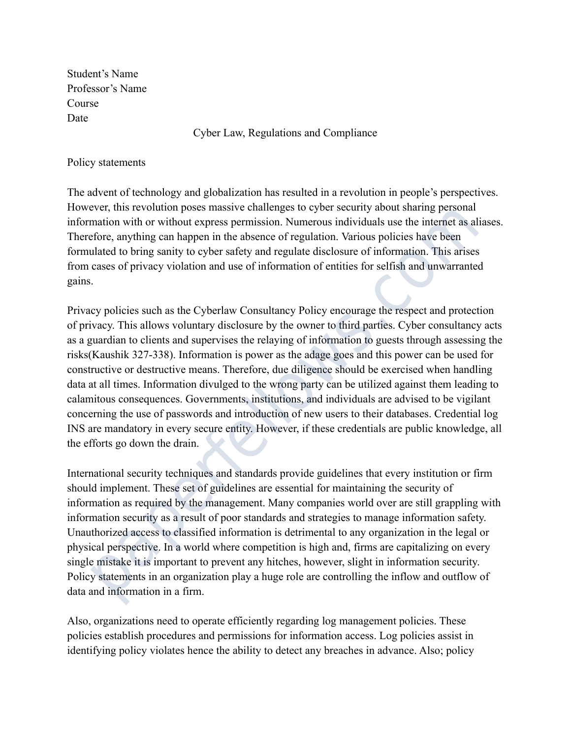Student's Name
Professor's Name
Course
Date

# Cyber Law, Regulations and Compliance

## Policy statements

The advent of technology and globalization has resulted in a revolution in people's perspectives. However, this revolution poses massive challenges to cyber security about sharing personal information with or without express permission. Numerous individuals use the internet as aliases. Therefore, anything can happen in the absence of regulation. Various policies have been formulated to bring sanity to cyber safety and regulate disclosure of information. This arises from cases of privacy violation and use of information of entities for selfish and unwarranted gains.

Privacy policies such as the Cyberlaw Consultancy Policy encourage the respect and protection of privacy. This allows voluntary disclosure by the owner to third parties. Cyber consultancy acts as a guardian to clients and supervises the relaying of information to guests through assessing the risks(Kaushik 327-338). Information is power as the adage goes and this power can be used for constructive or destructive means. Therefore, due diligence should be exercised when handling data at all times. Information divulged to the wrong party can be utilized against them leading to calamitous consequences. Governments, institutions, and individuals are advised to be vigilant concerning the use of passwords and introduction of new users to their databases. Credential log INS are mandatory in every secure entity. However, if these credentials are public knowledge, all the efforts go down the drain.

International security techniques and standards provide guidelines that every institution or firm should implement. These set of guidelines are essential for maintaining the security of information as required by the management. Many companies world over are still grappling with information security as a result of poor standards and strategies to manage information safety. Unauthorized access to classified information is detrimental to any organization in the legal or physical perspective. In a world where competition is high and, firms are capitalizing on every single mistake it is important to prevent any hitches, however, slight in information security. Policy statements in an organization play a huge role are controlling the inflow and outflow of data and information in a firm.

Also, organizations need to operate efficiently regarding log management policies. These policies establish procedures and permissions for information access. Log policies assist in identifying policy violates hence the ability to detect any breaches in advance. Also; policy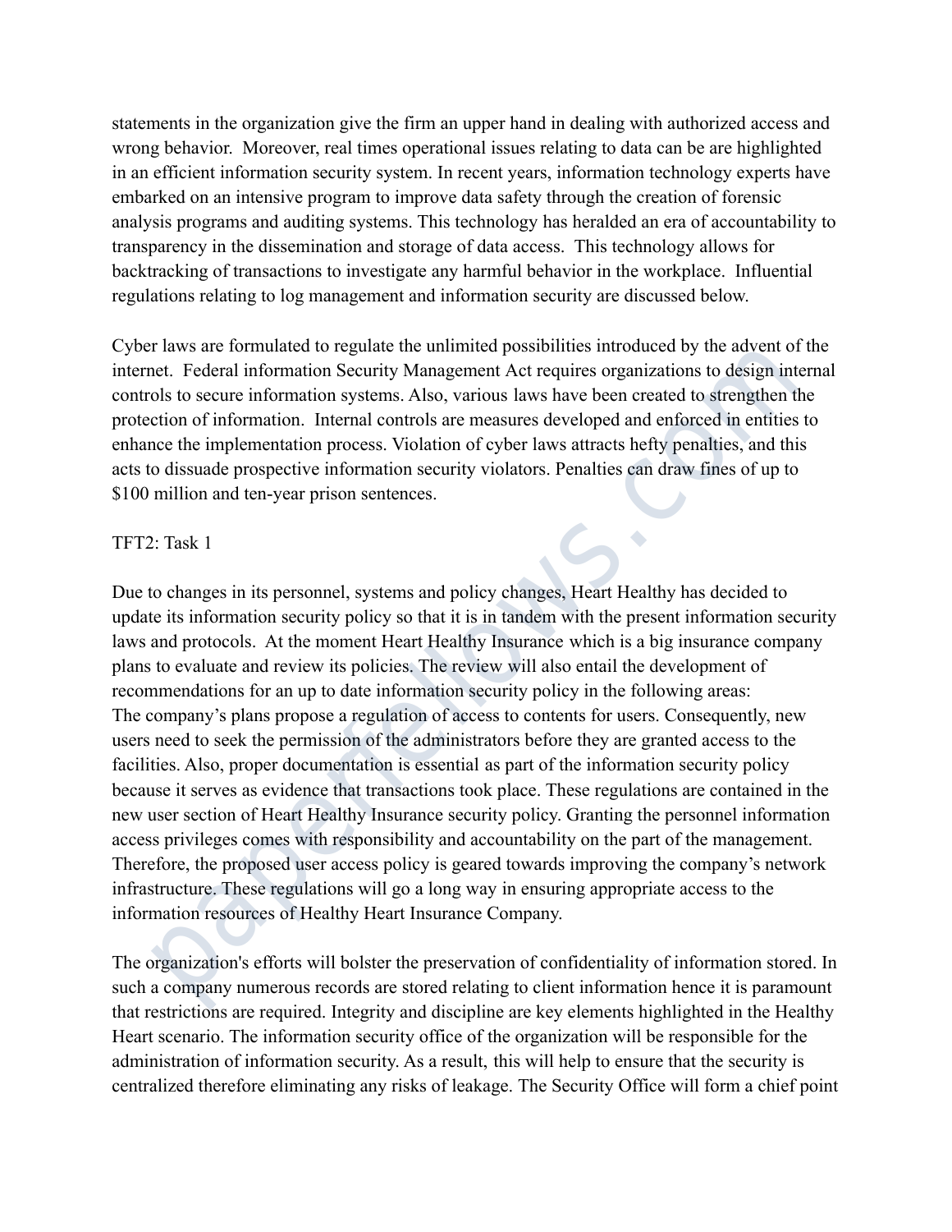statements in the organization give the firm an upper hand in dealing with authorized access and wrong behavior. Moreover, real times operational issues relating to data can be are highlighted in an efficient information security system. In recent years, information technology experts have embarked on an intensive program to improve data safety through the creation of forensic analysis programs and auditing systems. This technology has heralded an era of accountability to transparency in the dissemination and storage of data access. This technology allows for backtracking of transactions to investigate any harmful behavior in the workplace. Influential regulations relating to log management and information security are discussed below.

Cyber laws are formulated to regulate the unlimited possibilities introduced by the advent of the internet. Federal information Security Management Act requires organizations to design internal controls to secure information systems. Also, various laws have been created to strengthen the protection of information. Internal controls are measures developed and enforced in entities to enhance the implementation process. Violation of cyber laws attracts hefty penalties, and this acts to dissuade prospective information security violators. Penalties can draw fines of up to $100 million and ten-year prison sentences.

TFT2: Task 1

Due to changes in its personnel, systems and policy changes, Heart Healthy has decided to update its information security policy so that it is in tandem with the present information security laws and protocols. At the moment Heart Healthy Insurance which is a big insurance company plans to evaluate and review its policies. The review will also entail the development of recommendations for an up to date information security policy in the following areas:
The company's plans propose a regulation of access to contents for users. Consequently, new users need to seek the permission of the administrators before they are granted access to the facilities. Also, proper documentation is essential as part of the information security policy because it serves as evidence that transactions took place. These regulations are contained in the new user section of Heart Healthy Insurance security policy. Granting the personnel information access privileges comes with responsibility and accountability on the part of the management. Therefore, the proposed user access policy is geared towards improving the company's network infrastructure. These regulations will go a long way in ensuring appropriate access to the information resources of Healthy Heart Insurance Company.

The organization's efforts will bolster the preservation of confidentiality of information stored. In such a company numerous records are stored relating to client information hence it is paramount that restrictions are required. Integrity and discipline are key elements highlighted in the Healthy Heart scenario. The information security office of the organization will be responsible for the administration of information security. As a result, this will help to ensure that the security is centralized therefore eliminating any risks of leakage. The Security Office will form a chief point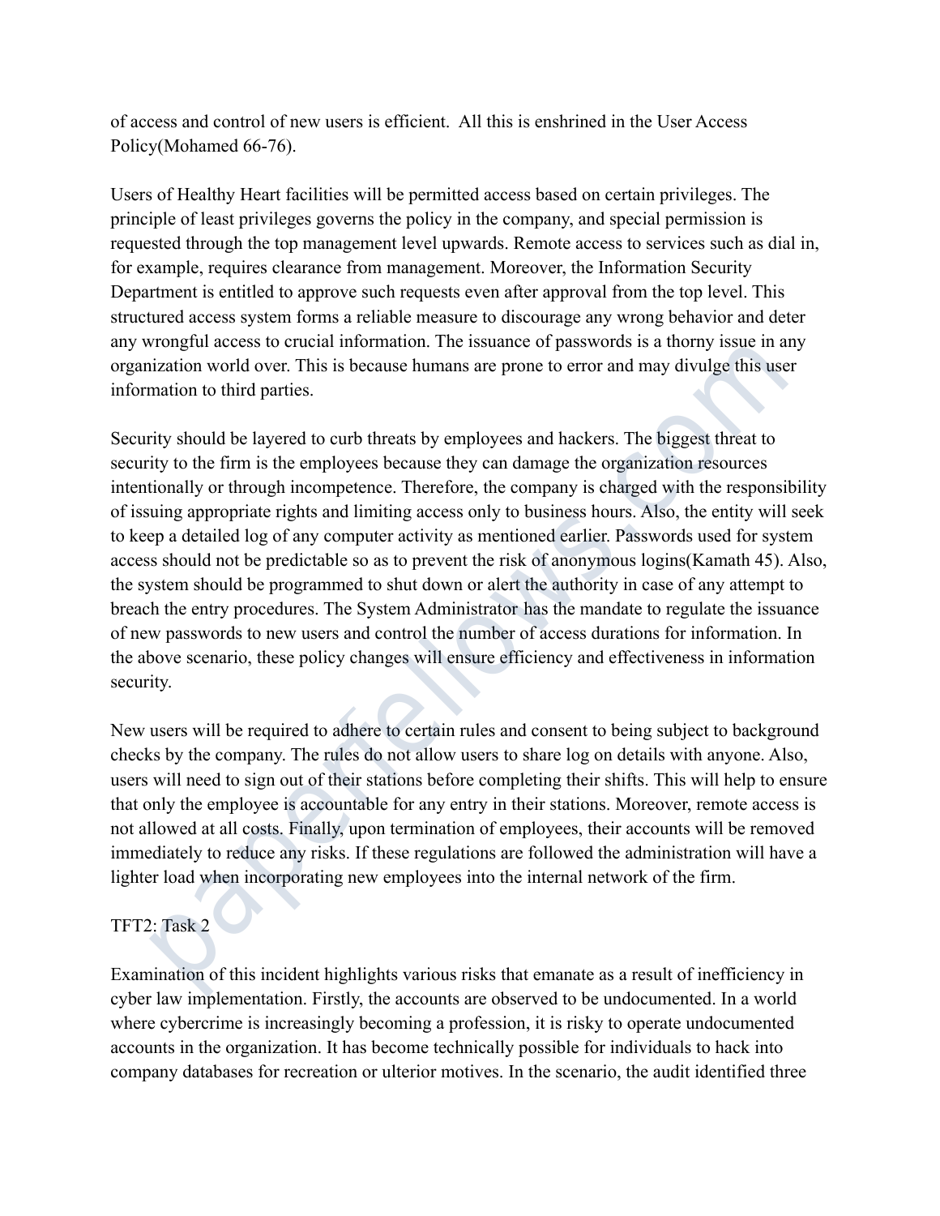of access and control of new users is efficient. All this is enshrined in the User Access Policy(Mohamed 66-76).

Users of Healthy Heart facilities will be permitted access based on certain privileges. The principle of least privileges governs the policy in the company, and special permission is requested through the top management level upwards. Remote access to services such as dial in, for example, requires clearance from management. Moreover, the Information Security Department is entitled to approve such requests even after approval from the top level. This structured access system forms a reliable measure to discourage any wrong behavior and deter any wrongful access to crucial information. The issuance of passwords is a thorny issue in any organization world over. This is because humans are prone to error and may divulge this user information to third parties.

Security should be layered to curb threats by employees and hackers. The biggest threat to security to the firm is the employees because they can damage the organization resources intentionally or through incompetence. Therefore, the company is charged with the responsibility of issuing appropriate rights and limiting access only to business hours. Also, the entity will seek to keep a detailed log of any computer activity as mentioned earlier. Passwords used for system access should not be predictable so as to prevent the risk of anonymous logins(Kamath 45). Also, the system should be programmed to shut down or alert the authority in case of any attempt to breach the entry procedures. The System Administrator has the mandate to regulate the issuance of new passwords to new users and control the number of access durations for information. In the above scenario, these policy changes will ensure efficiency and effectiveness in information security.

New users will be required to adhere to certain rules and consent to being subject to background checks by the company. The rules do not allow users to share log on details with anyone. Also, users will need to sign out of their stations before completing their shifts. This will help to ensure that only the employee is accountable for any entry in their stations. Moreover, remote access is not allowed at all costs. Finally, upon termination of employees, their accounts will be removed immediately to reduce any risks. If these regulations are followed the administration will have a lighter load when incorporating new employees into the internal network of the firm.

TFT2: Task 2

Examination of this incident highlights various risks that emanate as a result of inefficiency in cyber law implementation. Firstly, the accounts are observed to be undocumented. In a world where cybercrime is increasingly becoming a profession, it is risky to operate undocumented accounts in the organization. It has become technically possible for individuals to hack into company databases for recreation or ulterior motives. In the scenario, the audit identified three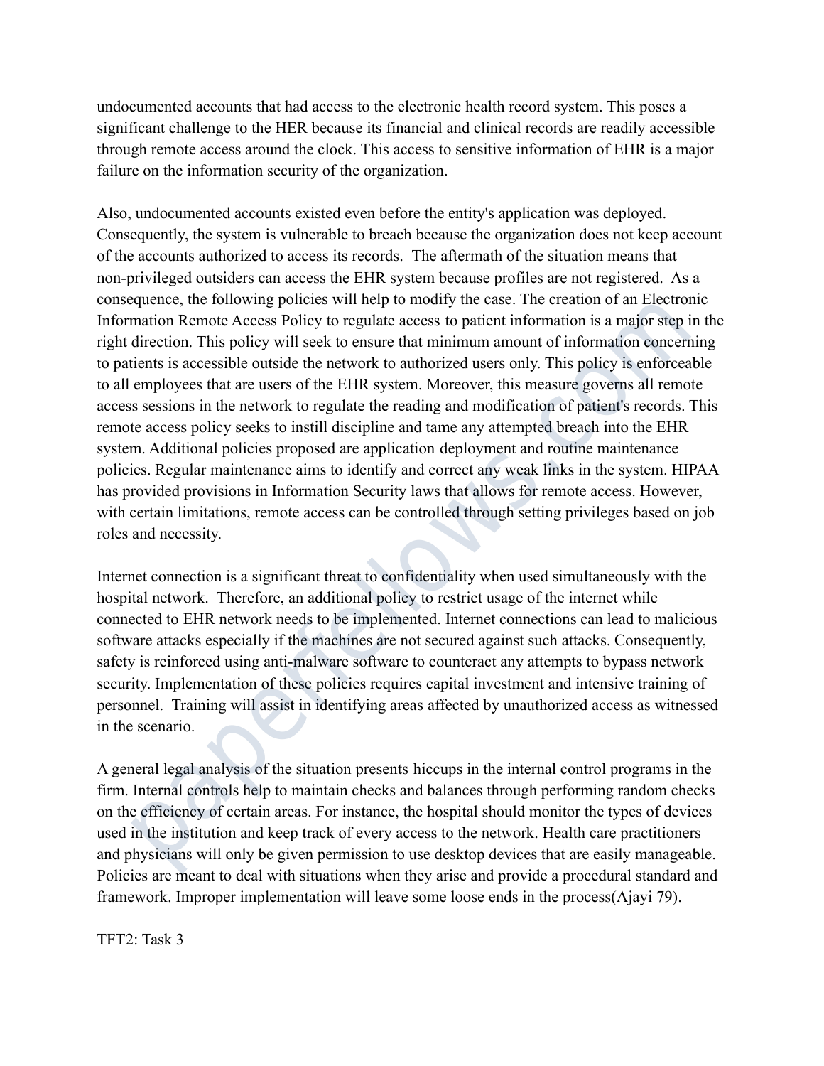undocumented accounts that had access to the electronic health record system. This poses a significant challenge to the HER because its financial and clinical records are readily accessible through remote access around the clock. This access to sensitive information of EHR is a major failure on the information security of the organization.

Also, undocumented accounts existed even before the entity's application was deployed. Consequently, the system is vulnerable to breach because the organization does not keep account of the accounts authorized to access its records. The aftermath of the situation means that non-privileged outsiders can access the EHR system because profiles are not registered. As a consequence, the following policies will help to modify the case. The creation of an Electronic Information Remote Access Policy to regulate access to patient information is a major step in the right direction. This policy will seek to ensure that minimum amount of information concerning to patients is accessible outside the network to authorized users only. This policy is enforceable to all employees that are users of the EHR system. Moreover, this measure governs all remote access sessions in the network to regulate the reading and modification of patient's records. This remote access policy seeks to instill discipline and tame any attempted breach into the EHR system. Additional policies proposed are application deployment and routine maintenance policies. Regular maintenance aims to identify and correct any weak links in the system. HIPAA has provided provisions in Information Security laws that allows for remote access. However, with certain limitations, remote access can be controlled through setting privileges based on job roles and necessity.

Internet connection is a significant threat to confidentiality when used simultaneously with the hospital network. Therefore, an additional policy to restrict usage of the internet while connected to EHR network needs to be implemented. Internet connections can lead to malicious software attacks especially if the machines are not secured against such attacks. Consequently, safety is reinforced using anti-malware software to counteract any attempts to bypass network security. Implementation of these policies requires capital investment and intensive training of personnel. Training will assist in identifying areas affected by unauthorized access as witnessed in the scenario.

A general legal analysis of the situation presents hiccups in the internal control programs in the firm. Internal controls help to maintain checks and balances through performing random checks on the efficiency of certain areas. For instance, the hospital should monitor the types of devices used in the institution and keep track of every access to the network. Health care practitioners and physicians will only be given permission to use desktop devices that are easily manageable. Policies are meant to deal with situations when they arise and provide a procedural standard and framework. Improper implementation will leave some loose ends in the process(Ajayi 79).

TFT2: Task 3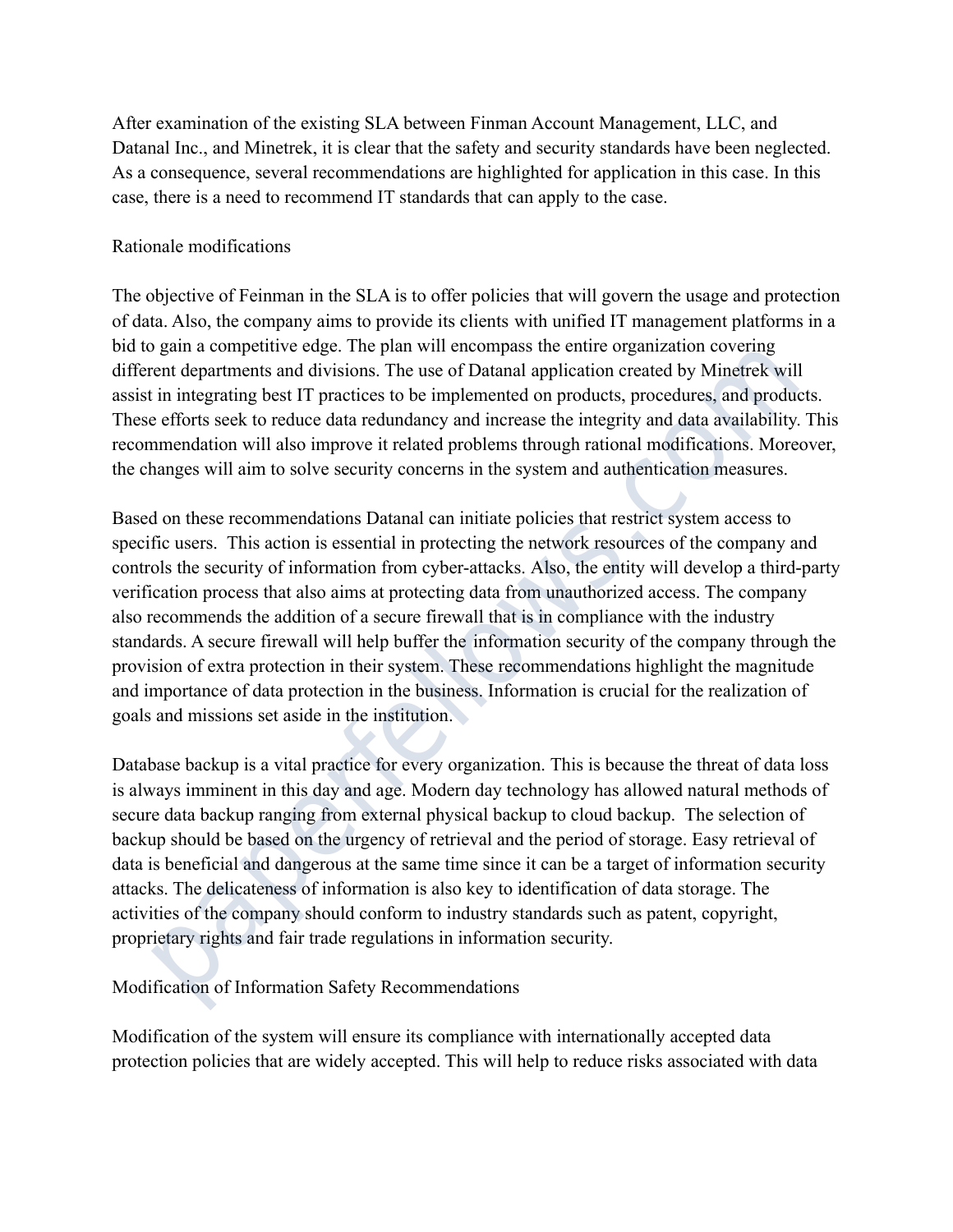After examination of the existing SLA between Finman Account Management, LLC, and Datanal Inc., and Minetrek, it is clear that the safety and security standards have been neglected. As a consequence, several recommendations are highlighted for application in this case. In this case, there is a need to recommend IT standards that can apply to the case.

## Rationale modifications

The objective of Feinman in the SLA is to offer policies that will govern the usage and protection of data. Also, the company aims to provide its clients with unified IT management platforms in a bid to gain a competitive edge. The plan will encompass the entire organization covering different departments and divisions. The use of Datanal application created by Minetrek will assist in integrating best IT practices to be implemented on products, procedures, and products. These efforts seek to reduce data redundancy and increase the integrity and data availability. This recommendation will also improve it related problems through rational modifications. Moreover, the changes will aim to solve security concerns in the system and authentication measures.

Based on these recommendations Datanal can initiate policies that restrict system access to specific users. This action is essential in protecting the network resources of the company and controls the security of information from cyber-attacks. Also, the entity will develop a third-party verification process that also aims at protecting data from unauthorized access. The company also recommends the addition of a secure firewall that is in compliance with the industry standards. A secure firewall will help buffer the information security of the company through the provision of extra protection in their system. These recommendations highlight the magnitude and importance of data protection in the business. Information is crucial for the realization of goals and missions set aside in the institution.

Database backup is a vital practice for every organization. This is because the threat of data loss is always imminent in this day and age. Modern day technology has allowed natural methods of secure data backup ranging from external physical backup to cloud backup. The selection of backup should be based on the urgency of retrieval and the period of storage. Easy retrieval of data is beneficial and dangerous at the same time since it can be a target of information security attacks. The delicateness of information is also key to identification of data storage. The activities of the company should conform to industry standards such as patent, copyright, proprietary rights and fair trade regulations in information security.

## Modification of Information Safety Recommendations

Modification of the system will ensure its compliance with internationally accepted data protection policies that are widely accepted. This will help to reduce risks associated with data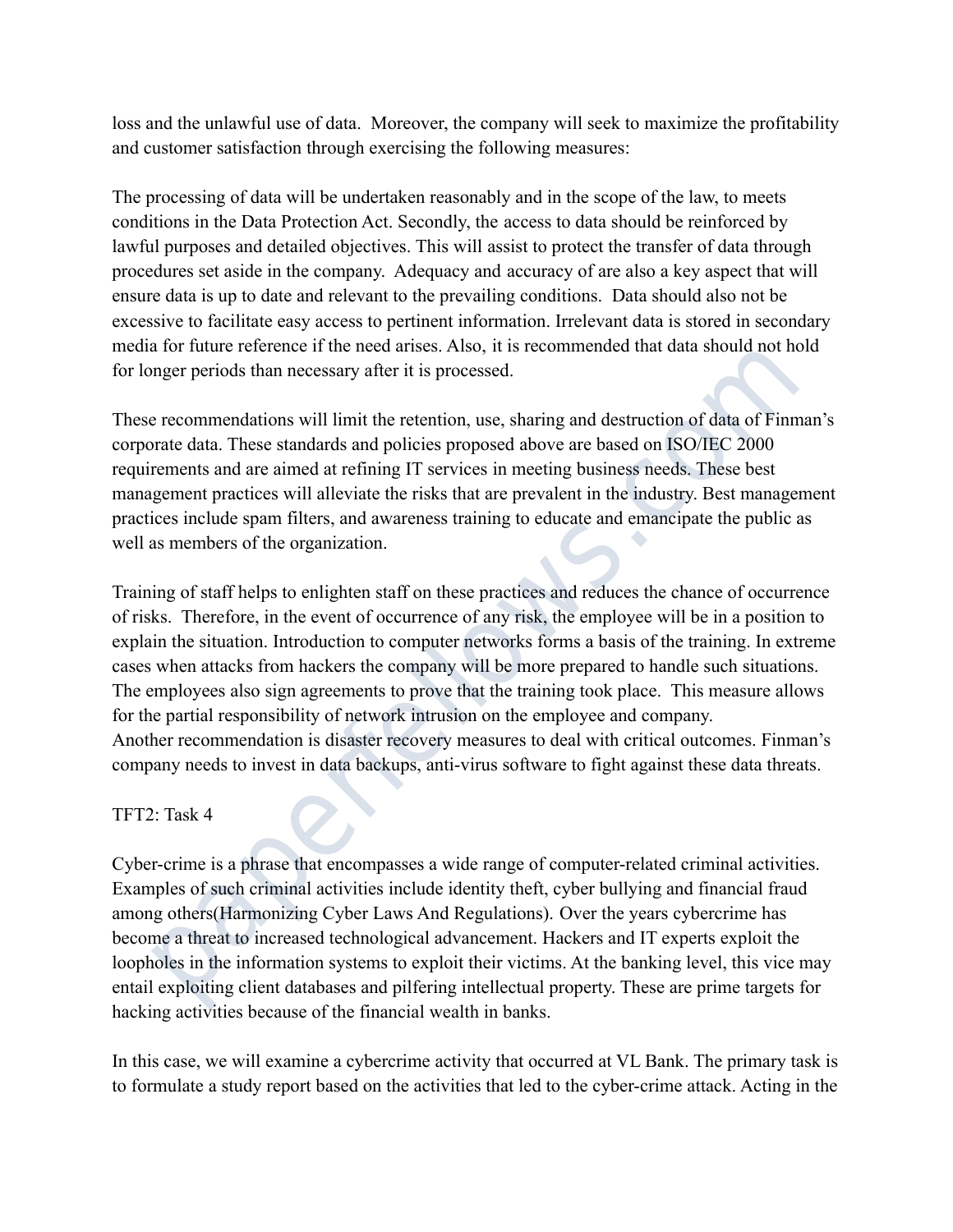loss and the unlawful use of data. Moreover, the company will seek to maximize the profitability and customer satisfaction through exercising the following measures:

The processing of data will be undertaken reasonably and in the scope of the law, to meets conditions in the Data Protection Act. Secondly, the access to data should be reinforced by lawful purposes and detailed objectives. This will assist to protect the transfer of data through procedures set aside in the company. Adequacy and accuracy of are also a key aspect that will ensure data is up to date and relevant to the prevailing conditions. Data should also not be excessive to facilitate easy access to pertinent information. Irrelevant data is stored in secondary media for future reference if the need arises. Also, it is recommended that data should not hold for longer periods than necessary after it is processed.

These recommendations will limit the retention, use, sharing and destruction of data of Finman's corporate data. These standards and policies proposed above are based on ISO/IEC 2000 requirements and are aimed at refining IT services in meeting business needs. These best management practices will alleviate the risks that are prevalent in the industry. Best management practices include spam filters, and awareness training to educate and emancipate the public as well as members of the organization.

Training of staff helps to enlighten staff on these practices and reduces the chance of occurrence of risks. Therefore, in the event of occurrence of any risk, the employee will be in a position to explain the situation. Introduction to computer networks forms a basis of the training. In extreme cases when attacks from hackers the company will be more prepared to handle such situations. The employees also sign agreements to prove that the training took place. This measure allows for the partial responsibility of network intrusion on the employee and company.
Another recommendation is disaster recovery measures to deal with critical outcomes. Finman's company needs to invest in data backups, anti-virus software to fight against these data threats.

TFT2: Task 4

Cyber-crime is a phrase that encompasses a wide range of computer-related criminal activities. Examples of such criminal activities include identity theft, cyber bullying and financial fraud among others(Harmonizing Cyber Laws And Regulations). Over the years cybercrime has become a threat to increased technological advancement. Hackers and IT experts exploit the loopholes in the information systems to exploit their victims. At the banking level, this vice may entail exploiting client databases and pilfering intellectual property. These are prime targets for hacking activities because of the financial wealth in banks.

In this case, we will examine a cybercrime activity that occurred at VL Bank. The primary task is to formulate a study report based on the activities that led to the cyber-crime attack. Acting in the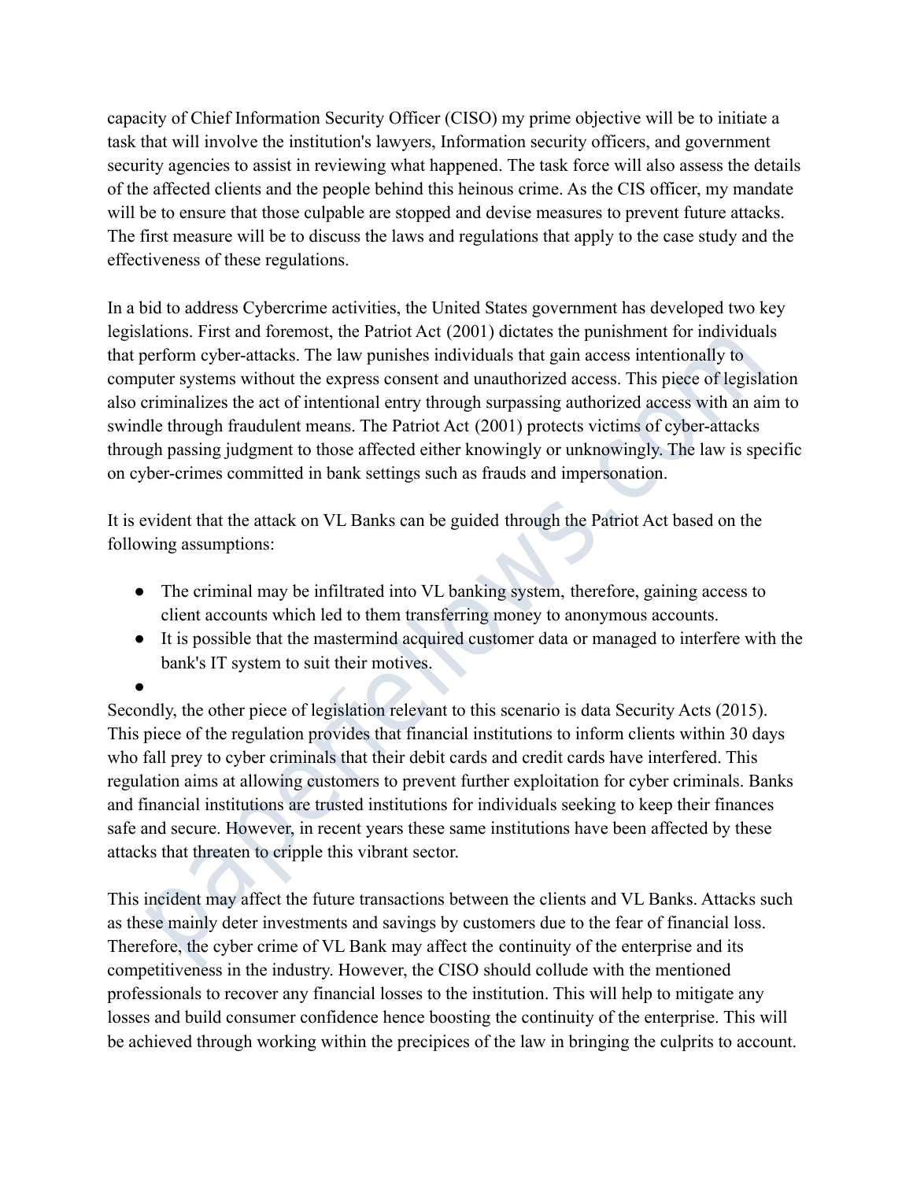capacity of Chief Information Security Officer (CISO) my prime objective will be to initiate a task that will involve the institution's lawyers, Information security officers, and government security agencies to assist in reviewing what happened. The task force will also assess the details of the affected clients and the people behind this heinous crime. As the CIS officer, my mandate will be to ensure that those culpable are stopped and devise measures to prevent future attacks. The first measure will be to discuss the laws and regulations that apply to the case study and the effectiveness of these regulations.

In a bid to address Cybercrime activities, the United States government has developed two key legislations. First and foremost, the Patriot Act (2001) dictates the punishment for individuals that perform cyber-attacks. The law punishes individuals that gain access intentionally to computer systems without the express consent and unauthorized access. This piece of legislation also criminalizes the act of intentional entry through surpassing authorized access with an aim to swindle through fraudulent means. The Patriot Act (2001) protects victims of cyber-attacks through passing judgment to those affected either knowingly or unknowingly. The law is specific on cyber-crimes committed in bank settings such as frauds and impersonation.

It is evident that the attack on VL Banks can be guided through the Patriot Act based on the following assumptions:

- The criminal may be infiltrated into VL banking system, therefore, gaining access to client accounts which led to them transferring money to anonymous accounts.
- It is possible that the mastermind acquired customer data or managed to interfere with the bank's IT system to suit their motives.
-

Secondly, the other piece of legislation relevant to this scenario is data Security Acts (2015). This piece of the regulation provides that financial institutions to inform clients within 30 days who fall prey to cyber criminals that their debit cards and credit cards have interfered. This regulation aims at allowing customers to prevent further exploitation for cyber criminals. Banks and financial institutions are trusted institutions for individuals seeking to keep their finances safe and secure. However, in recent years these same institutions have been affected by these attacks that threaten to cripple this vibrant sector.

This incident may affect the future transactions between the clients and VL Banks. Attacks such as these mainly deter investments and savings by customers due to the fear of financial loss. Therefore, the cyber crime of VL Bank may affect the continuity of the enterprise and its competitiveness in the industry. However, the CISO should collude with the mentioned professionals to recover any financial losses to the institution. This will help to mitigate any losses and build consumer confidence hence boosting the continuity of the enterprise. This will be achieved through working within the precipices of the law in bringing the culprits to account.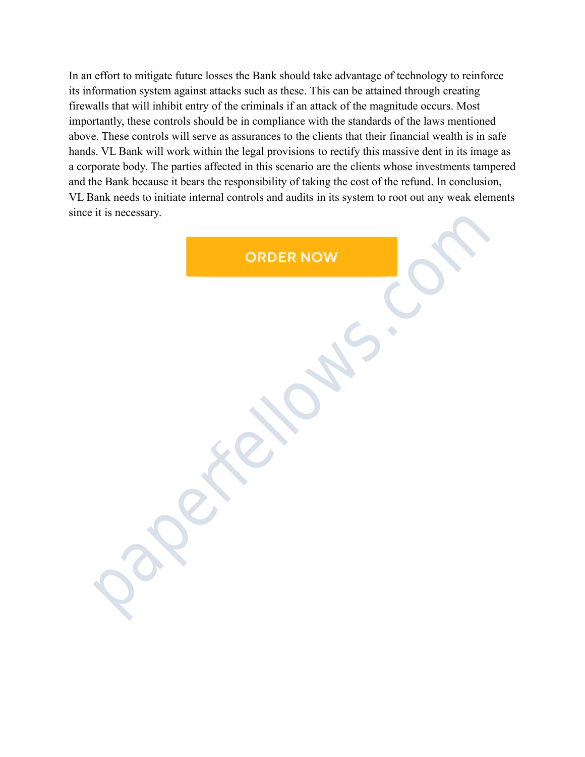In an effort to mitigate future losses the Bank should take advantage of technology to reinforce its information system against attacks such as these. This can be attained through creating firewalls that will inhibit entry of the criminals if an attack of the magnitude occurs. Most importantly, these controls should be in compliance with the standards of the laws mentioned above. These controls will serve as assurances to the clients that their financial wealth is in safe hands. VL Bank will work within the legal provisions to rectify this massive dent in its image as a corporate body. The parties affected in this scenario are the clients whose investments tampered and the Bank because it bears the responsibility of taking the cost of the refund. In conclusion, VL Bank needs to initiate internal controls and audits in its system to root out any weak elements since it is necessary.